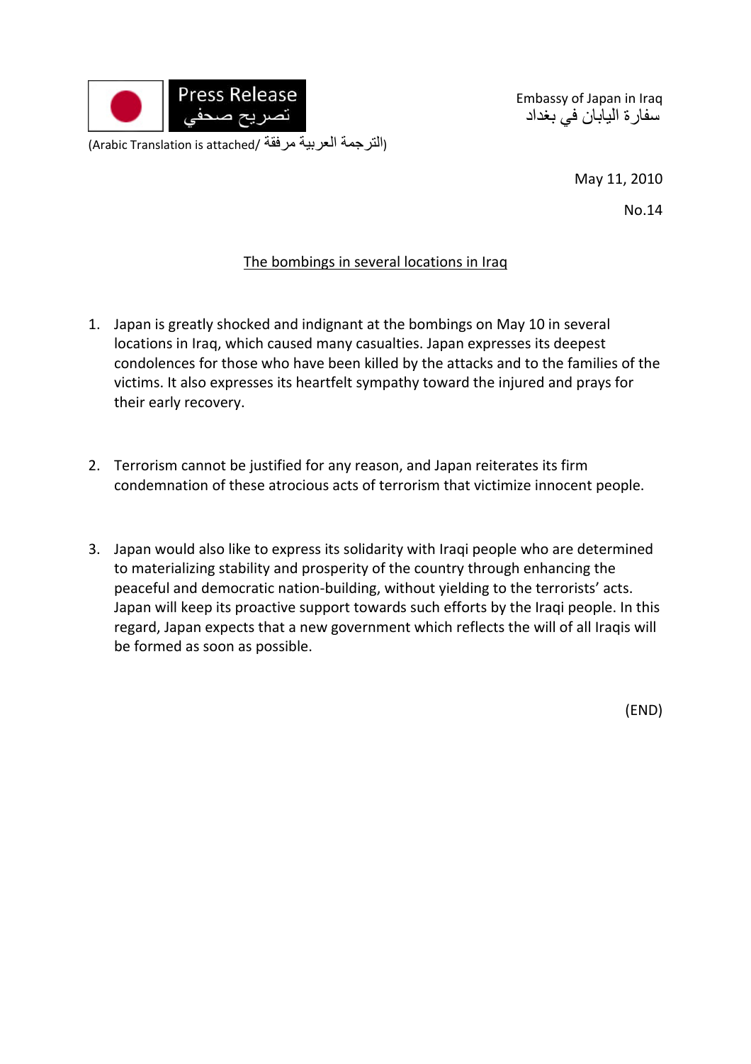Press Release
تصريح صحفي

(Arabic Translation is attached/ الترجمة العربية مرفقة)

Embassy of Japan in Iraq
سفارة اليابان في بغداد

May 11, 2010

No.14

## The bombings in several locations in Iraq

1. Japan is greatly shocked and indignant at the bombings on May 10 in several locations in Iraq, which caused many casualties. Japan expresses its deepest condolences for those who have been killed by the attacks and to the families of the victims. It also expresses its heartfelt sympathy toward the injured and prays for their early recovery.

2. Terrorism cannot be justified for any reason, and Japan reiterates its firm condemnation of these atrocious acts of terrorism that victimize innocent people.

3. Japan would also like to express its solidarity with Iraqi people who are determined to materializing stability and prosperity of the country through enhancing the peaceful and democratic nation-building, without yielding to the terrorists' acts. Japan will keep its proactive support towards such efforts by the Iraqi people. In this regard, Japan expects that a new government which reflects the will of all Iraqis will be formed as soon as possible.

(END)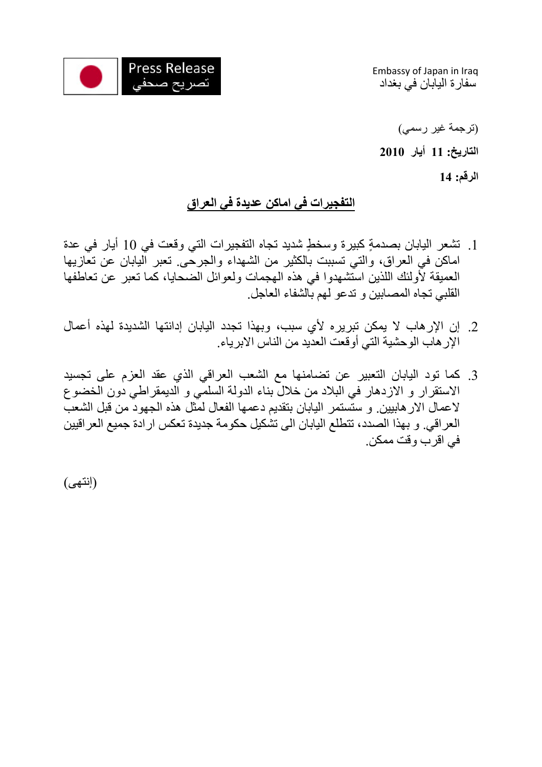Press Release
تصريح صحفي

Embassy of Japan in Iraq
سفارة اليابان في بغداد

(ترجمة غير رسمي)

**التاريخ: 11 أيار 2010**

**الرقم: 14**

## التفجيرات في اماكن عديدة في العراق

1. تشعر اليابان بصدمةٍ كبيرة وسخطٍ شديد تجاه التفجيرات التي وقعت في 10 أيار في عدة اماكن في العراق، والتي تسببت بالكثير من الشهداء والجرحى. تعبر اليابان عن تعازيها العميقة لأولئك اللذين استشهدوا في هذه الهجمات ولعوائل الضحايا، كما تعبر عن تعاطفها القلبي تجاه المصابين و تدعو لهم بالشفاء العاجل.

2. إن الإرهاب لا يمكن تبريره لأي سبب، وبهذا تجدد اليابان إدانتها الشديدة لهذه أعمال الإرهاب الوحشية التي أوقعت العديد من الناس الابرياء.

3. كما تود اليابان التعبير عن تضامنها مع الشعب العراقي الذي عقد العزم على تجسيد الاستقرار و الازدهار في البلاد من خلال بناء الدولة السلمي و الديمقراطي دون الخضوع لاعمال الارهابيين. و ستستمر اليابان بتقديم دعمها الفعال لمثل هذه الجهود من قبل الشعب العراقي. و بهذا الصدد، تتطلع اليابان الى تشكيل حكومة جديدة تعكس ارادة جميع العراقيين في اقرب وقت ممكن.

(إنتهى)